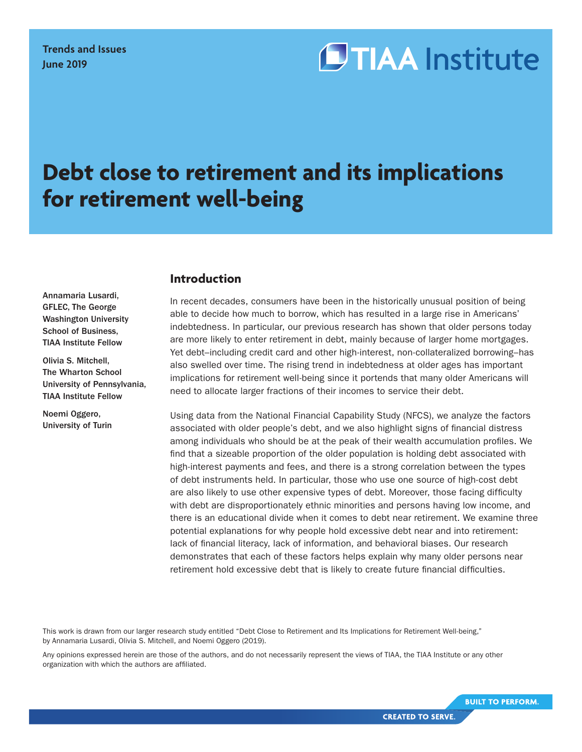Trends and Issues
June 2019

TIAA Institute

# Debt close to retirement and its implications for retirement well-being

Annamaria Lusardi, GFLEC, The George Washington University School of Business, TIAA Institute Fellow

Olivia S. Mitchell, The Wharton School University of Pennsylvania, TIAA Institute Fellow

Noemi Oggero, University of Turin

## Introduction

In recent decades, consumers have been in the historically unusual position of being able to decide how much to borrow, which has resulted in a large rise in Americans' indebtedness. In particular, our previous research has shown that older persons today are more likely to enter retirement in debt, mainly because of larger home mortgages. Yet debt–including credit card and other high-interest, non-collateralized borrowing–has also swelled over time. The rising trend in indebtedness at older ages has important implications for retirement well-being since it portends that many older Americans will need to allocate larger fractions of their incomes to service their debt.

Using data from the National Financial Capability Study (NFCS), we analyze the factors associated with older people's debt, and we also highlight signs of financial distress among individuals who should be at the peak of their wealth accumulation profiles. We find that a sizeable proportion of the older population is holding debt associated with high-interest payments and fees, and there is a strong correlation between the types of debt instruments held. In particular, those who use one source of high-cost debt are also likely to use other expensive types of debt. Moreover, those facing difficulty with debt are disproportionately ethnic minorities and persons having low income, and there is an educational divide when it comes to debt near retirement. We examine three potential explanations for why people hold excessive debt near and into retirement: lack of financial literacy, lack of information, and behavioral biases. Our research demonstrates that each of these factors helps explain why many older persons near retirement hold excessive debt that is likely to create future financial difficulties.

This work is drawn from our larger research study entitled "Debt Close to Retirement and Its Implications for Retirement Well-being," by Annamaria Lusardi, Olivia S. Mitchell, and Noemi Oggero (2019).

Any opinions expressed herein are those of the authors, and do not necessarily represent the views of TIAA, the TIAA Institute or any other organization with which the authors are affiliated.

BUILT TO PERFORM.
CREATED TO SERVE.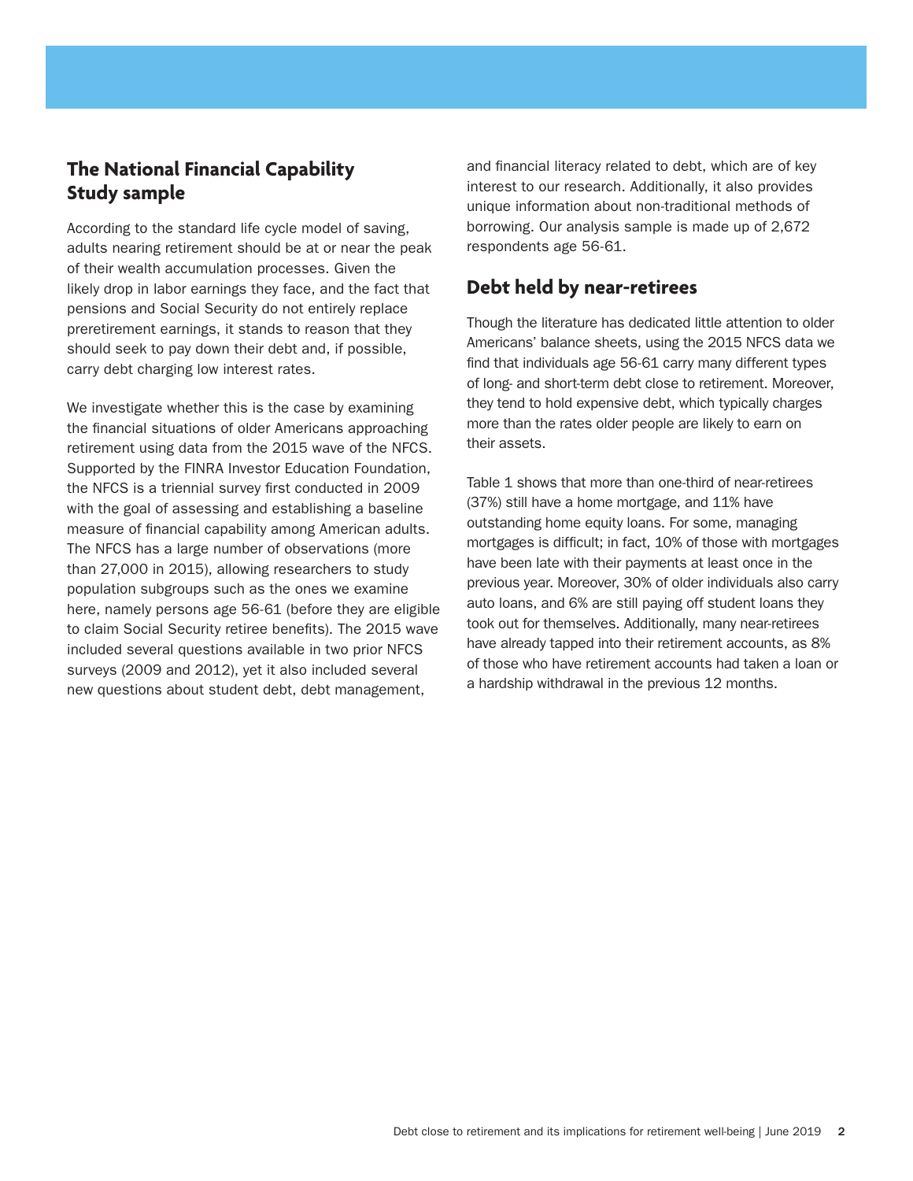## The National Financial Capability Study sample

According to the standard life cycle model of saving, adults nearing retirement should be at or near the peak of their wealth accumulation processes. Given the likely drop in labor earnings they face, and the fact that pensions and Social Security do not entirely replace preretirement earnings, it stands to reason that they should seek to pay down their debt and, if possible, carry debt charging low interest rates.

We investigate whether this is the case by examining the financial situations of older Americans approaching retirement using data from the 2015 wave of the NFCS. Supported by the FINRA Investor Education Foundation, the NFCS is a triennial survey first conducted in 2009 with the goal of assessing and establishing a baseline measure of financial capability among American adults. The NFCS has a large number of observations (more than 27,000 in 2015), allowing researchers to study population subgroups such as the ones we examine here, namely persons age 56-61 (before they are eligible to claim Social Security retiree benefits). The 2015 wave included several questions available in two prior NFCS surveys (2009 and 2012), yet it also included several new questions about student debt, debt management, and financial literacy related to debt, which are of key interest to our research. Additionally, it also provides unique information about non-traditional methods of borrowing. Our analysis sample is made up of 2,672 respondents age 56-61.

## Debt held by near-retirees

Though the literature has dedicated little attention to older Americans' balance sheets, using the 2015 NFCS data we find that individuals age 56-61 carry many different types of long- and short-term debt close to retirement. Moreover, they tend to hold expensive debt, which typically charges more than the rates older people are likely to earn on their assets.

Table 1 shows that more than one-third of near-retirees (37%) still have a home mortgage, and 11% have outstanding home equity loans. For some, managing mortgages is difficult; in fact, 10% of those with mortgages have been late with their payments at least once in the previous year. Moreover, 30% of older individuals also carry auto loans, and 6% are still paying off student loans they took out for themselves. Additionally, many near-retirees have already tapped into their retirement accounts, as 8% of those who have retirement accounts had taken a loan or a hardship withdrawal in the previous 12 months.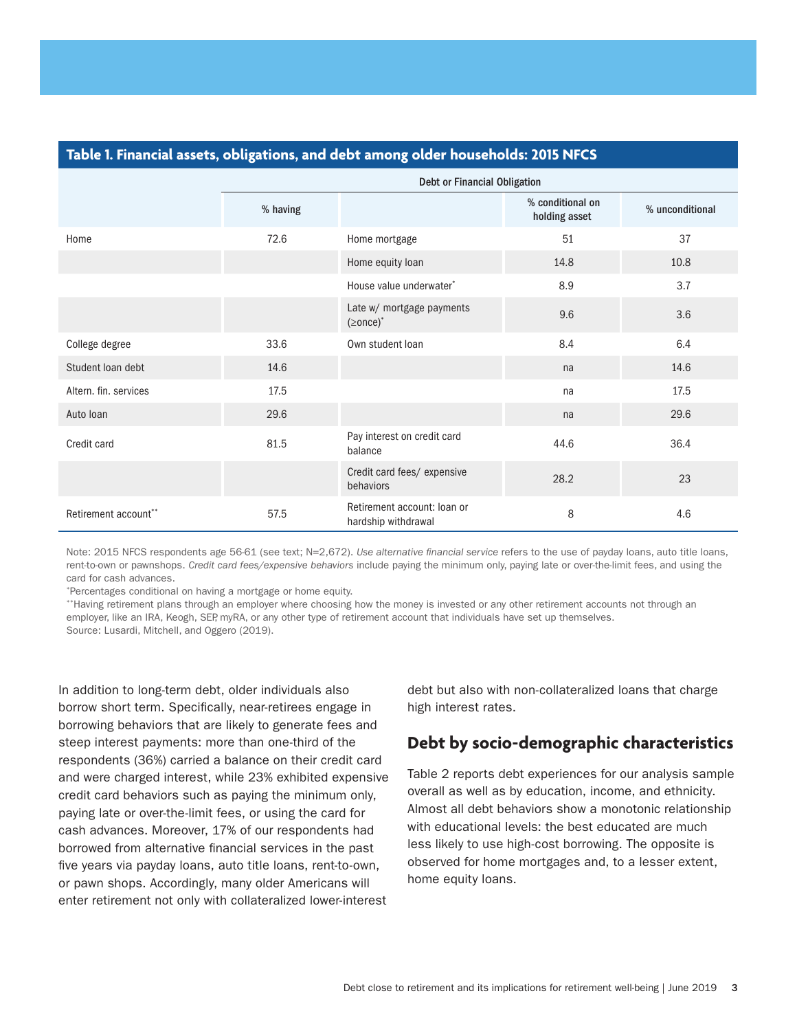**Table 1. Financial assets, obligations, and debt among older households: 2015 NFCS**

| | | Debt or Financial Obligation | | |
|---|---|---|---|---|
| | % having | | % conditional on holding asset | % unconditional |
| Home | 72.6 | Home mortgage | 51 | 37 |
| | | Home equity loan | 14.8 | 10.8 |
| | | House value underwater* | 8.9 | 3.7 |
| | | Late w/ mortgage payments (≥once)* | 9.6 | 3.6 |
| College degree | 33.6 | Own student loan | 8.4 | 6.4 |
| Student loan debt | 14.6 | | na | 14.6 |
| Altern. fin. services | 17.5 | | na | 17.5 |
| Auto loan | 29.6 | | na | 29.6 |
| Credit card | 81.5 | Pay interest on credit card balance | 44.6 | 36.4 |
| | | Credit card fees/ expensive behaviors | 28.2 | 23 |
| Retirement account** | 57.5 | Retirement account: loan or hardship withdrawal | 8 | 4.6 |

Note: 2015 NFCS respondents age 56-61 (see text; N=2,672). *Use alternative financial service* refers to the use of payday loans, auto title loans, rent-to-own or pawnshops. *Credit card fees/expensive behaviors* include paying the minimum only, paying late or over-the-limit fees, and using the card for cash advances.

*Percentages conditional on having a mortgage or home equity.

**Having retirement plans through an employer where choosing how the money is invested or any other retirement accounts not through an employer, like an IRA, Keogh, SEP, myRA, or any other type of retirement account that individuals have set up themselves.

Source: Lusardi, Mitchell, and Oggero (2019).

In addition to long-term debt, older individuals also borrow short term. Specifically, near-retirees engage in borrowing behaviors that are likely to generate fees and steep interest payments: more than one-third of the respondents (36%) carried a balance on their credit card and were charged interest, while 23% exhibited expensive credit card behaviors such as paying the minimum only, paying late or over-the-limit fees, or using the card for cash advances. Moreover, 17% of our respondents had borrowed from alternative financial services in the past five years via payday loans, auto title loans, rent-to-own, or pawn shops. Accordingly, many older Americans will enter retirement not only with collateralized lower-interest debt but also with non-collateralized loans that charge high interest rates.

## Debt by socio-demographic characteristics

Table 2 reports debt experiences for our analysis sample overall as well as by education, income, and ethnicity. Almost all debt behaviors show a monotonic relationship with educational levels: the best educated are much less likely to use high-cost borrowing. The opposite is observed for home mortgages and, to a lesser extent, home equity loans.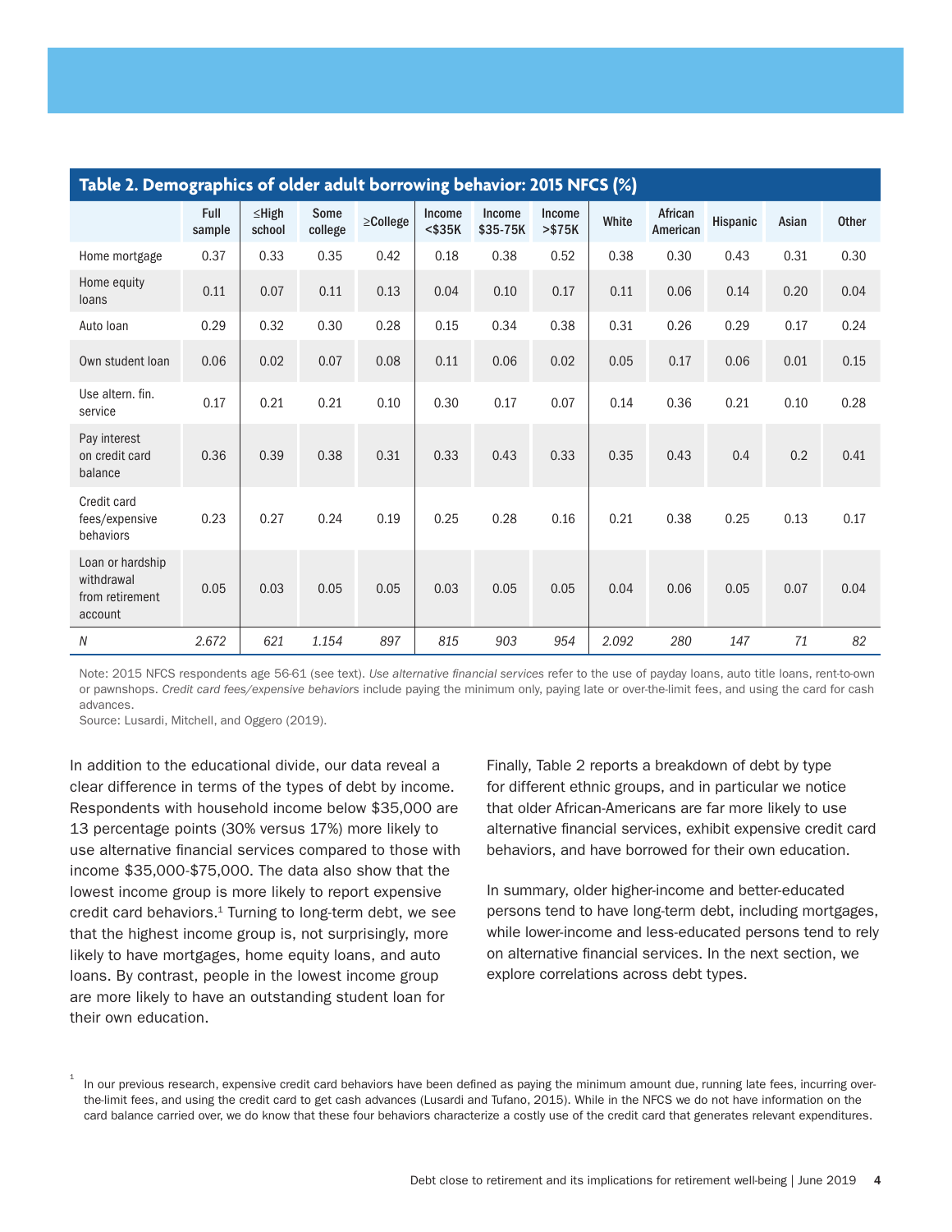**Table 2. Demographics of older adult borrowing behavior: 2015 NFCS (%)**

| | Full sample | ≤High school | Some college | ≥College | Income <$35K | Income $35-75K | Income >$75K | White | African American | Hispanic | Asian | Other |
|---|---|---|---|---|---|---|---|---|---|---|---|---|
| Home mortgage | 0.37 | 0.33 | 0.35 | 0.42 | 0.18 | 0.38 | 0.52 | 0.38 | 0.30 | 0.43 | 0.31 | 0.30 |
| Home equity loans | 0.11 | 0.07 | 0.11 | 0.13 | 0.04 | 0.10 | 0.17 | 0.11 | 0.06 | 0.14 | 0.20 | 0.04 |
| Auto loan | 0.29 | 0.32 | 0.30 | 0.28 | 0.15 | 0.34 | 0.38 | 0.31 | 0.26 | 0.29 | 0.17 | 0.24 |
| Own student loan | 0.06 | 0.02 | 0.07 | 0.08 | 0.11 | 0.06 | 0.02 | 0.05 | 0.17 | 0.06 | 0.01 | 0.15 |
| Use altern. fin. service | 0.17 | 0.21 | 0.21 | 0.10 | 0.30 | 0.17 | 0.07 | 0.14 | 0.36 | 0.21 | 0.10 | 0.28 |
| Pay interest on credit card balance | 0.36 | 0.39 | 0.38 | 0.31 | 0.33 | 0.43 | 0.33 | 0.35 | 0.43 | 0.4 | 0.2 | 0.41 |
| Credit card fees/expensive behaviors | 0.23 | 0.27 | 0.24 | 0.19 | 0.25 | 0.28 | 0.16 | 0.21 | 0.38 | 0.25 | 0.13 | 0.17 |
| Loan or hardship withdrawal from retirement account | 0.05 | 0.03 | 0.05 | 0.05 | 0.03 | 0.05 | 0.05 | 0.04 | 0.06 | 0.05 | 0.07 | 0.04 |
| *N* | *2.672* | *621* | *1.154* | *897* | *815* | *903* | *954* | *2.092* | *280* | *147* | *71* | *82* |

Note: 2015 NFCS respondents age 56-61 (see text). *Use alternative financial services* refer to the use of payday loans, auto title loans, rent-to-own or pawnshops. *Credit card fees/expensive behaviors* include paying the minimum only, paying late or over-the-limit fees, and using the card for cash advances.
Source: Lusardi, Mitchell, and Oggero (2019).

In addition to the educational divide, our data reveal a clear difference in terms of the types of debt by income. Respondents with household income below $35,000 are 13 percentage points (30% versus 17%) more likely to use alternative financial services compared to those with income $35,000-$75,000. The data also show that the lowest income group is more likely to report expensive credit card behaviors.[1] Turning to long-term debt, we see that the highest income group is, not surprisingly, more likely to have mortgages, home equity loans, and auto loans. By contrast, people in the lowest income group are more likely to have an outstanding student loan for their own education.

Finally, Table 2 reports a breakdown of debt by type for different ethnic groups, and in particular we notice that older African-Americans are far more likely to use alternative financial services, exhibit expensive credit card behaviors, and have borrowed for their own education.

In summary, older higher-income and better-educated persons tend to have long-term debt, including mortgages, while lower-income and less-educated persons tend to rely on alternative financial services. In the next section, we explore correlations across debt types.

[1] In our previous research, expensive credit card behaviors have been defined as paying the minimum amount due, running late fees, incurring over-the-limit fees, and using the credit card to get cash advances (Lusardi and Tufano, 2015). While in the NFCS we do not have information on the card balance carried over, we do know that these four behaviors characterize a costly use of the credit card that generates relevant expenditures.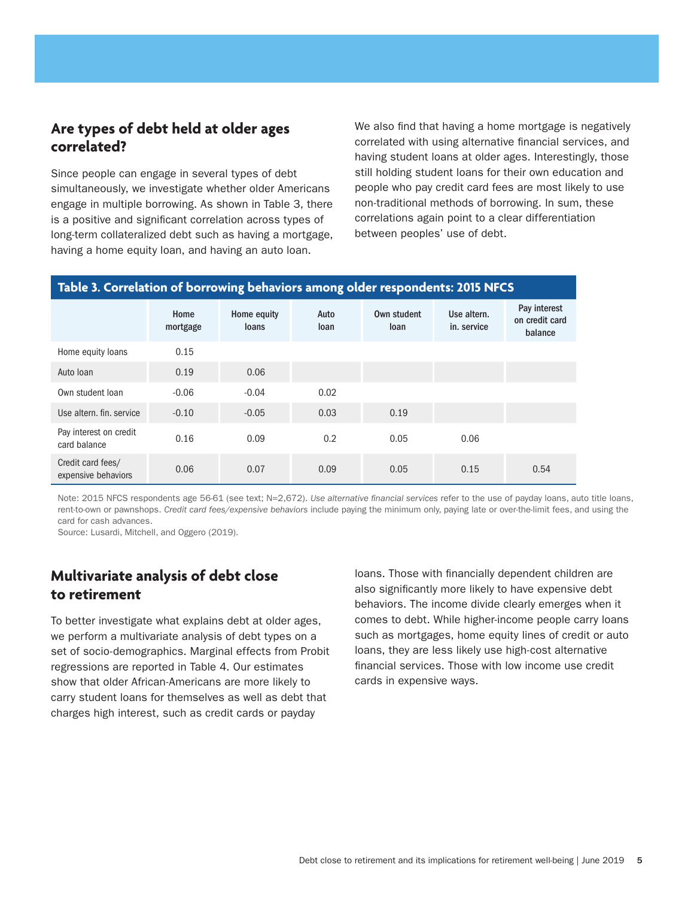## Are types of debt held at older ages correlated?

Since people can engage in several types of debt simultaneously, we investigate whether older Americans engage in multiple borrowing. As shown in Table 3, there is a positive and significant correlation across types of long-term collateralized debt such as having a mortgage, having a home equity loan, and having an auto loan.

We also find that having a home mortgage is negatively correlated with using alternative financial services, and having student loans at older ages. Interestingly, those still holding student loans for their own education and people who pay credit card fees are most likely to use non-traditional methods of borrowing. In sum, these correlations again point to a clear differentiation between peoples' use of debt.

**Table 3. Correlation of borrowing behaviors among older respondents: 2015 NFCS**

| | Home mortgage | Home equity loans | Auto loan | Own student loan | Use altern. in. service | Pay interest on credit card balance |
|---|---|---|---|---|---|---|
| Home equity loans | 0.15 | | | | | |
| Auto loan | 0.19 | 0.06 | | | | |
| Own student loan | -0.06 | -0.04 | 0.02 | | | |
| Use altern. fin. service | -0.10 | -0.05 | 0.03 | 0.19 | | |
| Pay interest on credit card balance | 0.16 | 0.09 | 0.2 | 0.05 | 0.06 | |
| Credit card fees/ expensive behaviors | 0.06 | 0.07 | 0.09 | 0.05 | 0.15 | 0.54 |

Note: 2015 NFCS respondents age 56-61 (see text; N=2,672). *Use alternative financial services* refer to the use of payday loans, auto title loans, rent-to-own or pawnshops. *Credit card fees/expensive behaviors* include paying the minimum only, paying late or over-the-limit fees, and using the card for cash advances.
Source: Lusardi, Mitchell, and Oggero (2019).

## Multivariate analysis of debt close to retirement

To better investigate what explains debt at older ages, we perform a multivariate analysis of debt types on a set of socio-demographics. Marginal effects from Probit regressions are reported in Table 4. Our estimates show that older African-Americans are more likely to carry student loans for themselves as well as debt that charges high interest, such as credit cards or payday loans. Those with financially dependent children are also significantly more likely to have expensive debt behaviors. The income divide clearly emerges when it comes to debt. While higher-income people carry loans such as mortgages, home equity lines of credit or auto loans, they are less likely use high-cost alternative financial services. Those with low income use credit cards in expensive ways.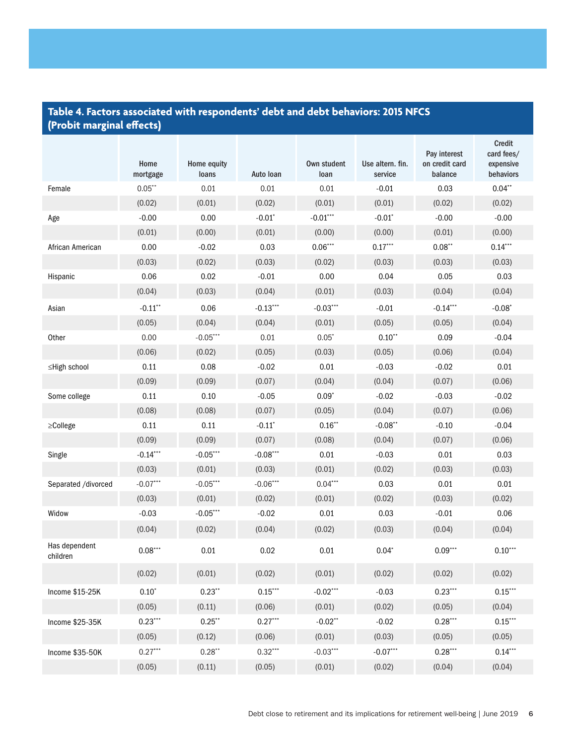## Table 4. Factors associated with respondents' debt and debt behaviors: 2015 NFCS (Probit marginal effects)

| | Home mortgage | Home equity loans | Auto loan | Own student loan | Use altern. fin. service | Pay interest on credit card balance | Credit card fees/ expensive behaviors |
|---|---|---|---|---|---|---|---|
| Female | 0.05** | 0.01 | 0.01 | 0.01 | -0.01 | 0.03 | 0.04** |
| | (0.02) | (0.01) | (0.02) | (0.01) | (0.01) | (0.02) | (0.02) |
| Age | -0.00 | 0.00 | -0.01* | -0.01*** | -0.01* | -0.00 | -0.00 |
| | (0.01) | (0.00) | (0.01) | (0.00) | (0.00) | (0.01) | (0.00) |
| African American | 0.00 | -0.02 | 0.03 | 0.06*** | 0.17*** | 0.08** | 0.14*** |
| | (0.03) | (0.02) | (0.03) | (0.02) | (0.03) | (0.03) | (0.03) |
| Hispanic | 0.06 | 0.02 | -0.01 | 0.00 | 0.04 | 0.05 | 0.03 |
| | (0.04) | (0.03) | (0.04) | (0.01) | (0.03) | (0.04) | (0.04) |
| Asian | -0.11** | 0.06 | -0.13*** | -0.03*** | -0.01 | -0.14*** | -0.08* |
| | (0.05) | (0.04) | (0.04) | (0.01) | (0.05) | (0.05) | (0.04) |
| Other | 0.00 | -0.05*** | 0.01 | 0.05* | 0.10** | 0.09 | -0.04 |
| | (0.06) | (0.02) | (0.05) | (0.03) | (0.05) | (0.06) | (0.04) |
| ≤High school | 0.11 | 0.08 | -0.02 | 0.01 | -0.03 | -0.02 | 0.01 |
| | (0.09) | (0.09) | (0.07) | (0.04) | (0.04) | (0.07) | (0.06) |
| Some college | 0.11 | 0.10 | -0.05 | 0.09* | -0.02 | -0.03 | -0.02 |
| | (0.08) | (0.08) | (0.07) | (0.05) | (0.04) | (0.07) | (0.06) |
| ≥College | 0.11 | 0.11 | -0.11* | 0.16** | -0.08** | -0.10 | -0.04 |
| | (0.09) | (0.09) | (0.07) | (0.08) | (0.04) | (0.07) | (0.06) |
| Single | -0.14*** | -0.05*** | -0.08*** | 0.01 | -0.03 | 0.01 | 0.03 |
| | (0.03) | (0.01) | (0.03) | (0.01) | (0.02) | (0.03) | (0.03) |
| Separated /divorced | -0.07*** | -0.05*** | -0.06*** | 0.04*** | 0.03 | 0.01 | 0.01 |
| | (0.03) | (0.01) | (0.02) | (0.01) | (0.02) | (0.03) | (0.02) |
| Widow | -0.03 | -0.05*** | -0.02 | 0.01 | 0.03 | -0.01 | 0.06 |
| | (0.04) | (0.02) | (0.04) | (0.02) | (0.03) | (0.04) | (0.04) |
| Has dependent children | 0.08*** | 0.01 | 0.02 | 0.01 | 0.04* | 0.09*** | 0.10*** |
| | (0.02) | (0.01) | (0.02) | (0.01) | (0.02) | (0.02) | (0.02) |
| Income $15-25K | 0.10* | 0.23** | 0.15*** | -0.02*** | -0.03 | 0.23*** | 0.15*** |
| | (0.05) | (0.11) | (0.06) | (0.01) | (0.02) | (0.05) | (0.04) |
| Income $25-35K | 0.23*** | 0.25** | 0.27*** | -0.02** | -0.02 | 0.28*** | 0.15*** |
| | (0.05) | (0.12) | (0.06) | (0.01) | (0.03) | (0.05) | (0.05) |
| Income $35-50K | 0.27*** | 0.28** | 0.32*** | -0.03*** | -0.07*** | 0.28*** | 0.14*** |
| | (0.05) | (0.11) | (0.05) | (0.01) | (0.02) | (0.04) | (0.04) |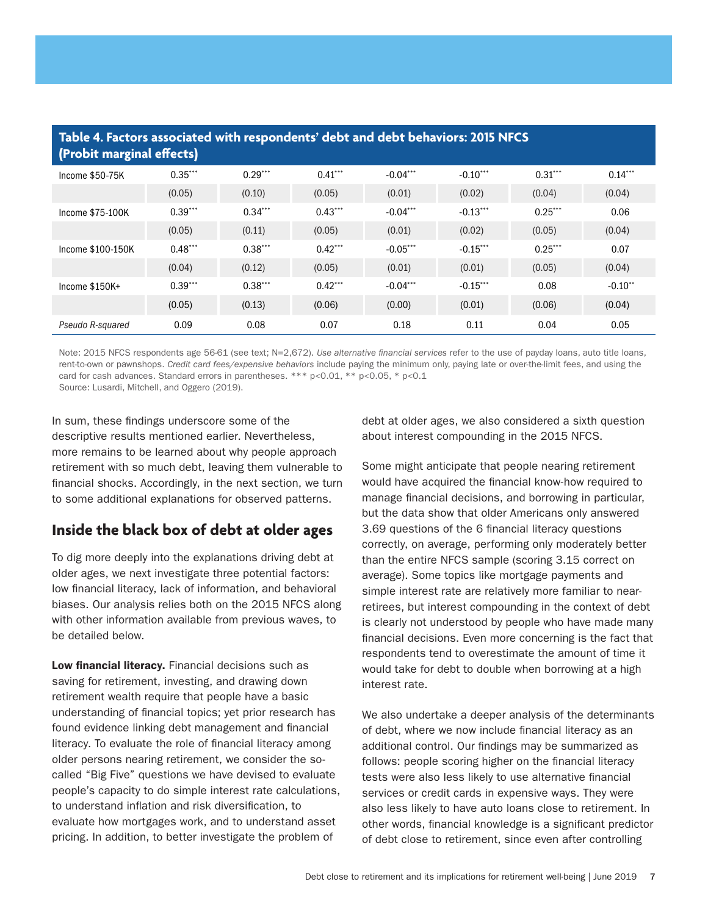**Table 4. Factors associated with respondents' debt and debt behaviors: 2015 NFCS (Probit marginal effects)**

| | | | | | | | |
|---|---|---|---|---|---|---|---|
| Income $50-75K | 0.35*** | 0.29*** | 0.41*** | -0.04*** | -0.10*** | 0.31*** | 0.14*** |
| | (0.05) | (0.10) | (0.05) | (0.01) | (0.02) | (0.04) | (0.04) |
| Income $75-100K | 0.39*** | 0.34*** | 0.43*** | -0.04*** | -0.13*** | 0.25*** | 0.06 |
| | (0.05) | (0.11) | (0.05) | (0.01) | (0.02) | (0.05) | (0.04) |
| Income $100-150K | 0.48*** | 0.38*** | 0.42*** | -0.05*** | -0.15*** | 0.25*** | 0.07 |
| | (0.04) | (0.12) | (0.05) | (0.01) | (0.01) | (0.05) | (0.04) |
| Income $150K+ | 0.39*** | 0.38*** | 0.42*** | -0.04*** | -0.15*** | 0.08 | -0.10** |
| | (0.05) | (0.13) | (0.06) | (0.00) | (0.01) | (0.06) | (0.04) |
| *Pseudo R-squared* | 0.09 | 0.08 | 0.07 | 0.18 | 0.11 | 0.04 | 0.05 |

Note: 2015 NFCS respondents age 56-61 (see text; N=2,672). *Use alternative financial services* refer to the use of payday loans, auto title loans, rent-to-own or pawnshops. *Credit card fees/expensive behaviors* include paying the minimum only, paying late or over-the-limit fees, and using the card for cash advances. Standard errors in parentheses. *** p<0.01, ** p<0.05, * p<0.1
Source: Lusardi, Mitchell, and Oggero (2019).

In sum, these findings underscore some of the descriptive results mentioned earlier. Nevertheless, more remains to be learned about why people approach retirement with so much debt, leaving them vulnerable to financial shocks. Accordingly, in the next section, we turn to some additional explanations for observed patterns.

## Inside the black box of debt at older ages

To dig more deeply into the explanations driving debt at older ages, we next investigate three potential factors: low financial literacy, lack of information, and behavioral biases. Our analysis relies both on the 2015 NFCS along with other information available from previous waves, to be detailed below.

**Low financial literacy.** Financial decisions such as saving for retirement, investing, and drawing down retirement wealth require that people have a basic understanding of financial topics; yet prior research has found evidence linking debt management and financial literacy. To evaluate the role of financial literacy among older persons nearing retirement, we consider the so-called "Big Five" questions we have devised to evaluate people's capacity to do simple interest rate calculations, to understand inflation and risk diversification, to evaluate how mortgages work, and to understand asset pricing. In addition, to better investigate the problem of debt at older ages, we also considered a sixth question about interest compounding in the 2015 NFCS.

Some might anticipate that people nearing retirement would have acquired the financial know-how required to manage financial decisions, and borrowing in particular, but the data show that older Americans only answered 3.69 questions of the 6 financial literacy questions correctly, on average, performing only moderately better than the entire NFCS sample (scoring 3.15 correct on average). Some topics like mortgage payments and simple interest rate are relatively more familiar to near-retirees, but interest compounding in the context of debt is clearly not understood by people who have made many financial decisions. Even more concerning is the fact that respondents tend to overestimate the amount of time it would take for debt to double when borrowing at a high interest rate.

We also undertake a deeper analysis of the determinants of debt, where we now include financial literacy as an additional control. Our findings may be summarized as follows: people scoring higher on the financial literacy tests were also less likely to use alternative financial services or credit cards in expensive ways. They were also less likely to have auto loans close to retirement. In other words, financial knowledge is a significant predictor of debt close to retirement, since even after controlling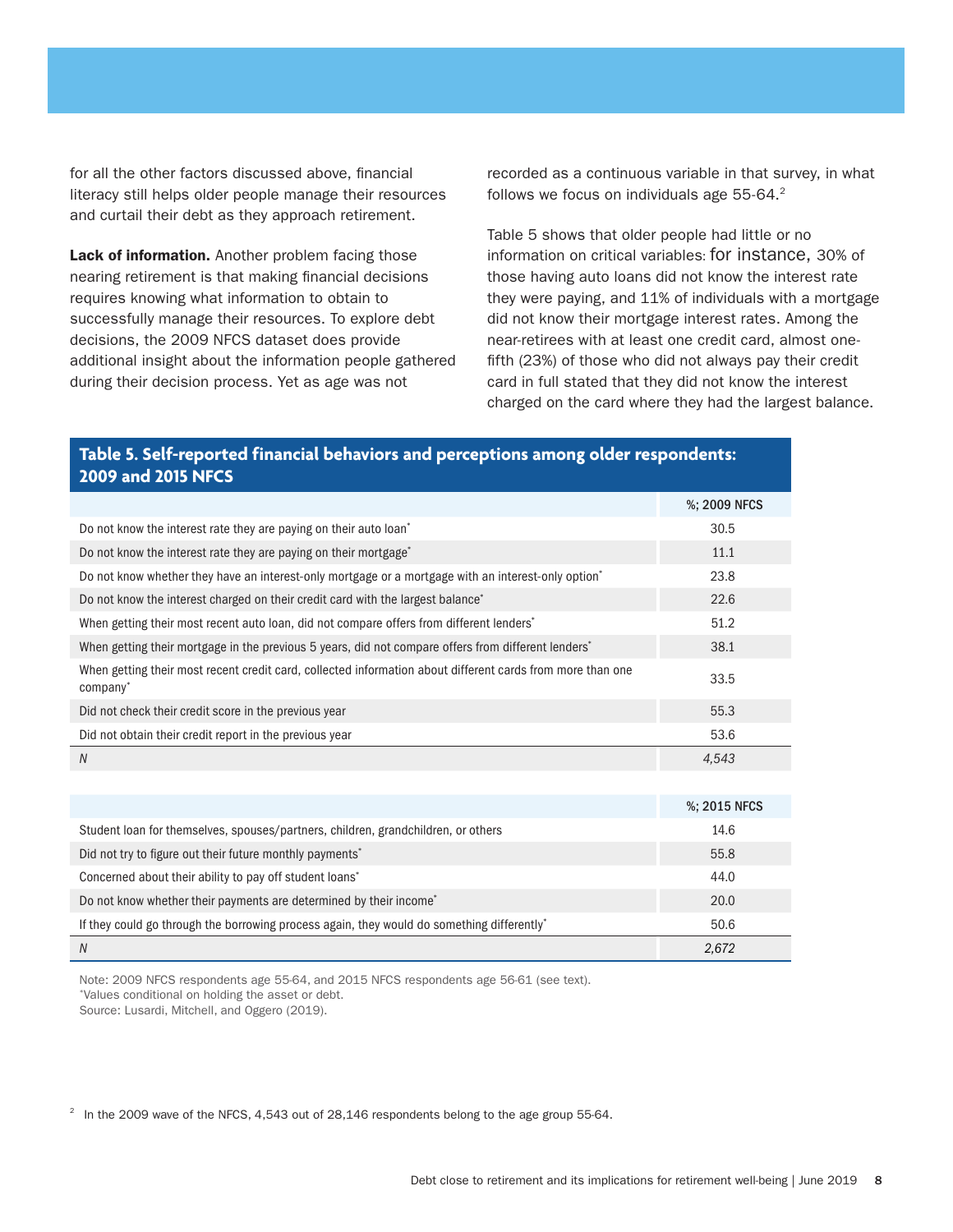for all the other factors discussed above, financial literacy still helps older people manage their resources and curtail their debt as they approach retirement.

**Lack of information.** Another problem facing those nearing retirement is that making financial decisions requires knowing what information to obtain to successfully manage their resources. To explore debt decisions, the 2009 NFCS dataset does provide additional insight about the information people gathered during their decision process. Yet as age was not recorded as a continuous variable in that survey, in what follows we focus on individuals age 55-64.[2]

Table 5 shows that older people had little or no information on critical variables: for instance, 30% of those having auto loans did not know the interest rate they were paying, and 11% of individuals with a mortgage did not know their mortgage interest rates. Among the near-retirees with at least one credit card, almost one-fifth (23%) of those who did not always pay their credit card in full stated that they did not know the interest charged on the card where they had the largest balance.

**Table 5. Self-reported financial behaviors and perceptions among older respondents: 2009 and 2015 NFCS**

| | %; 2009 NFCS |
|---|---|
| Do not know the interest rate they are paying on their auto loan* | 30.5 |
| Do not know the interest rate they are paying on their mortgage* | 11.1 |
| Do not know whether they have an interest-only mortgage or a mortgage with an interest-only option* | 23.8 |
| Do not know the interest charged on their credit card with the largest balance* | 22.6 |
| When getting their most recent auto loan, did not compare offers from different lenders* | 51.2 |
| When getting their mortgage in the previous 5 years, did not compare offers from different lenders* | 38.1 |
| When getting their most recent credit card, collected information about different cards from more than one company* | 33.5 |
| Did not check their credit score in the previous year | 55.3 |
| Did not obtain their credit report in the previous year | 53.6 |
| *N* | *4,543* |
| | **%; 2015 NFCS** |
| Student loan for themselves, spouses/partners, children, grandchildren, or others | 14.6 |
| Did not try to figure out their future monthly payments* | 55.8 |
| Concerned about their ability to pay off student loans* | 44.0 |
| Do not know whether their payments are determined by their income* | 20.0 |
| If they could go through the borrowing process again, they would do something differently* | 50.6 |
| *N* | *2,672* |

Note: 2009 NFCS respondents age 55-64, and 2015 NFCS respondents age 56-61 (see text).
*Values conditional on holding the asset or debt.
Source: Lusardi, Mitchell, and Oggero (2019).

[2] In the 2009 wave of the NFCS, 4,543 out of 28,146 respondents belong to the age group 55-64.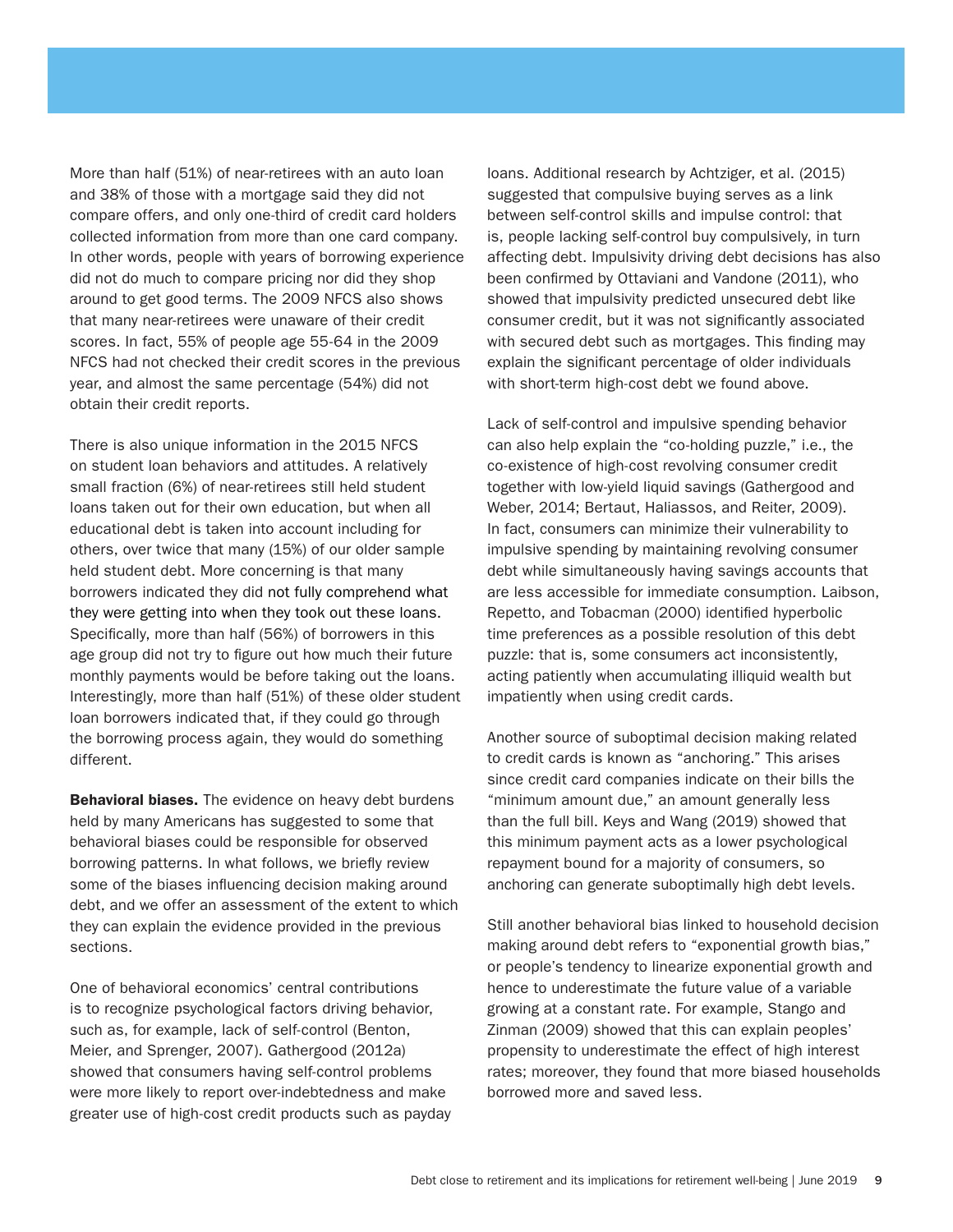More than half (51%) of near-retirees with an auto loan and 38% of those with a mortgage said they did not compare offers, and only one-third of credit card holders collected information from more than one card company. In other words, people with years of borrowing experience did not do much to compare pricing nor did they shop around to get good terms. The 2009 NFCS also shows that many near-retirees were unaware of their credit scores. In fact, 55% of people age 55-64 in the 2009 NFCS had not checked their credit scores in the previous year, and almost the same percentage (54%) did not obtain their credit reports.

There is also unique information in the 2015 NFCS on student loan behaviors and attitudes. A relatively small fraction (6%) of near-retirees still held student loans taken out for their own education, but when all educational debt is taken into account including for others, over twice that many (15%) of our older sample held student debt. More concerning is that many borrowers indicated they did not fully comprehend what they were getting into when they took out these loans. Specifically, more than half (56%) of borrowers in this age group did not try to figure out how much their future monthly payments would be before taking out the loans. Interestingly, more than half (51%) of these older student loan borrowers indicated that, if they could go through the borrowing process again, they would do something different.

**Behavioral biases.** The evidence on heavy debt burdens held by many Americans has suggested to some that behavioral biases could be responsible for observed borrowing patterns. In what follows, we briefly review some of the biases influencing decision making around debt, and we offer an assessment of the extent to which they can explain the evidence provided in the previous sections.

One of behavioral economics' central contributions is to recognize psychological factors driving behavior, such as, for example, lack of self-control (Benton, Meier, and Sprenger, 2007). Gathergood (2012a) showed that consumers having self-control problems were more likely to report over-indebtedness and make greater use of high-cost credit products such as payday loans. Additional research by Achtziger, et al. (2015) suggested that compulsive buying serves as a link between self-control skills and impulse control: that is, people lacking self-control buy compulsively, in turn affecting debt. Impulsivity driving debt decisions has also been confirmed by Ottaviani and Vandone (2011), who showed that impulsivity predicted unsecured debt like consumer credit, but it was not significantly associated with secured debt such as mortgages. This finding may explain the significant percentage of older individuals with short-term high-cost debt we found above.

Lack of self-control and impulsive spending behavior can also help explain the "co-holding puzzle," i.e., the co-existence of high-cost revolving consumer credit together with low-yield liquid savings (Gathergood and Weber, 2014; Bertaut, Haliassos, and Reiter, 2009). In fact, consumers can minimize their vulnerability to impulsive spending by maintaining revolving consumer debt while simultaneously having savings accounts that are less accessible for immediate consumption. Laibson, Repetto, and Tobacman (2000) identified hyperbolic time preferences as a possible resolution of this debt puzzle: that is, some consumers act inconsistently, acting patiently when accumulating illiquid wealth but impatiently when using credit cards.

Another source of suboptimal decision making related to credit cards is known as "anchoring." This arises since credit card companies indicate on their bills the "minimum amount due," an amount generally less than the full bill. Keys and Wang (2019) showed that this minimum payment acts as a lower psychological repayment bound for a majority of consumers, so anchoring can generate suboptimally high debt levels.

Still another behavioral bias linked to household decision making around debt refers to "exponential growth bias," or people's tendency to linearize exponential growth and hence to underestimate the future value of a variable growing at a constant rate. For example, Stango and Zinman (2009) showed that this can explain peoples' propensity to underestimate the effect of high interest rates; moreover, they found that more biased households borrowed more and saved less.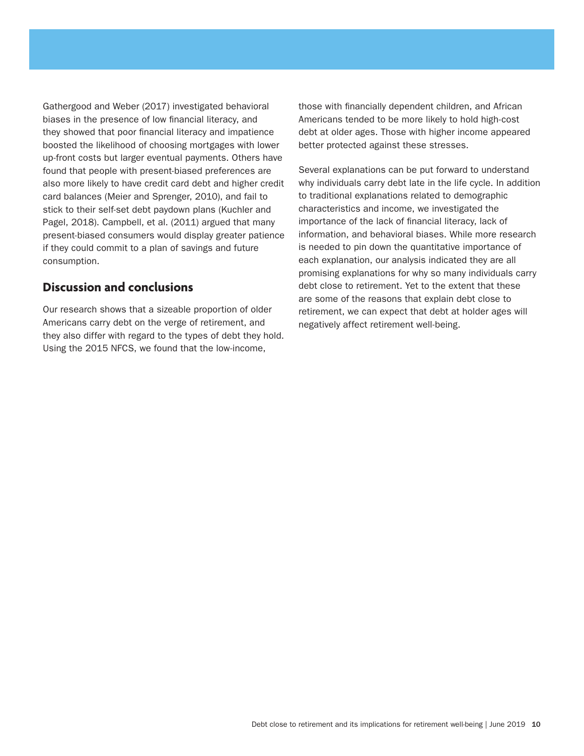Gathergood and Weber (2017) investigated behavioral biases in the presence of low financial literacy, and they showed that poor financial literacy and impatience boosted the likelihood of choosing mortgages with lower up-front costs but larger eventual payments. Others have found that people with present-biased preferences are also more likely to have credit card debt and higher credit card balances (Meier and Sprenger, 2010), and fail to stick to their self-set debt paydown plans (Kuchler and Pagel, 2018). Campbell, et al. (2011) argued that many present-biased consumers would display greater patience if they could commit to a plan of savings and future consumption.

## Discussion and conclusions

Our research shows that a sizeable proportion of older Americans carry debt on the verge of retirement, and they also differ with regard to the types of debt they hold. Using the 2015 NFCS, we found that the low-income, those with financially dependent children, and African Americans tended to be more likely to hold high-cost debt at older ages. Those with higher income appeared better protected against these stresses.

Several explanations can be put forward to understand why individuals carry debt late in the life cycle. In addition to traditional explanations related to demographic characteristics and income, we investigated the importance of the lack of financial literacy, lack of information, and behavioral biases. While more research is needed to pin down the quantitative importance of each explanation, our analysis indicated they are all promising explanations for why so many individuals carry debt close to retirement. Yet to the extent that these are some of the reasons that explain debt close to retirement, we can expect that debt at holder ages will negatively affect retirement well-being.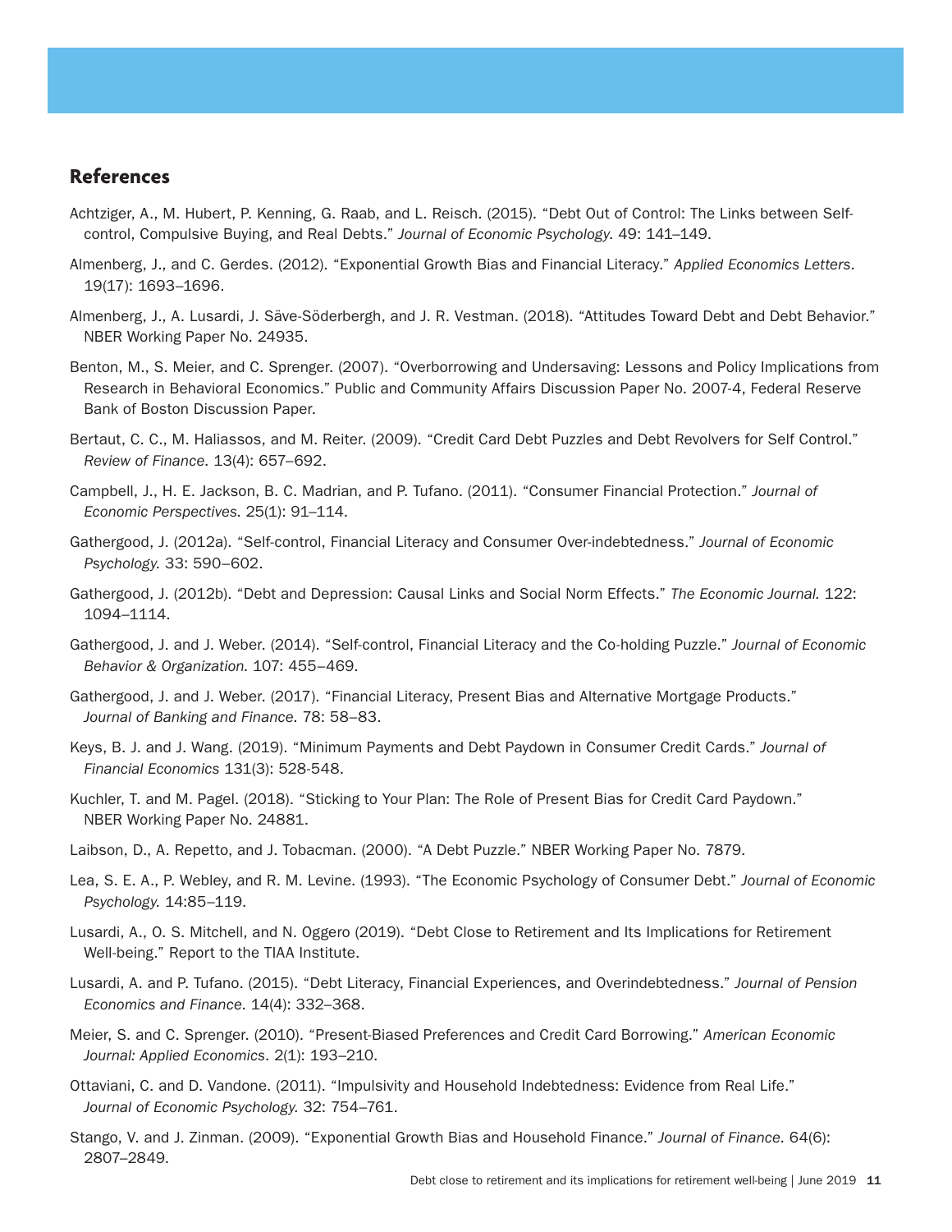## References

Achtziger, A., M. Hubert, P. Kenning, G. Raab, and L. Reisch. (2015). "Debt Out of Control: The Links between Self-control, Compulsive Buying, and Real Debts." *Journal of Economic Psychology.* 49: 141–149.

Almenberg, J., and C. Gerdes. (2012). "Exponential Growth Bias and Financial Literacy." *Applied Economics Letters*. 19(17): 1693–1696.

Almenberg, J., A. Lusardi, J. Säve-Söderbergh, and J. R. Vestman. (2018). "Attitudes Toward Debt and Debt Behavior." NBER Working Paper No. 24935.

Benton, M., S. Meier, and C. Sprenger. (2007). "Overborrowing and Undersaving: Lessons and Policy Implications from Research in Behavioral Economics." Public and Community Affairs Discussion Paper No. 2007-4, Federal Reserve Bank of Boston Discussion Paper.

Bertaut, C. C., M. Haliassos, and M. Reiter. (2009). "Credit Card Debt Puzzles and Debt Revolvers for Self Control." *Review of Finance.* 13(4): 657–692.

Campbell, J., H. E. Jackson, B. C. Madrian, and P. Tufano. (2011). "Consumer Financial Protection." *Journal of Economic Perspectives.* 25(1): 91–114.

Gathergood, J. (2012a). "Self-control, Financial Literacy and Consumer Over-indebtedness." *Journal of Economic Psychology.* 33: 590–602.

Gathergood, J. (2012b). "Debt and Depression: Causal Links and Social Norm Effects." *The Economic Journal.* 122: 1094–1114.

Gathergood, J. and J. Weber. (2014). "Self-control, Financial Literacy and the Co-holding Puzzle." *Journal of Economic Behavior & Organization.* 107: 455–469.

Gathergood, J. and J. Weber. (2017). "Financial Literacy, Present Bias and Alternative Mortgage Products." *Journal of Banking and Finance.* 78: 58–83.

Keys, B. J. and J. Wang. (2019). "Minimum Payments and Debt Paydown in Consumer Credit Cards." *Journal of Financial Economics* 131(3): 528-548.

Kuchler, T. and M. Pagel. (2018). "Sticking to Your Plan: The Role of Present Bias for Credit Card Paydown." NBER Working Paper No. 24881.

Laibson, D., A. Repetto, and J. Tobacman. (2000). "A Debt Puzzle." NBER Working Paper No. 7879.

Lea, S. E. A., P. Webley, and R. M. Levine. (1993). "The Economic Psychology of Consumer Debt." *Journal of Economic Psychology.* 14:85–119.

Lusardi, A., O. S. Mitchell, and N. Oggero (2019). "Debt Close to Retirement and Its Implications for Retirement Well-being." Report to the TIAA Institute.

Lusardi, A. and P. Tufano. (2015). "Debt Literacy, Financial Experiences, and Overindebtedness." *Journal of Pension Economics and Finance.* 14(4): 332–368.

Meier, S. and C. Sprenger. (2010). "Present-Biased Preferences and Credit Card Borrowing." *American Economic Journal: Applied Economics.* 2(1): 193–210.

Ottaviani, C. and D. Vandone. (2011). "Impulsivity and Household Indebtedness: Evidence from Real Life." *Journal of Economic Psychology.* 32: 754–761.

Stango, V. and J. Zinman. (2009). "Exponential Growth Bias and Household Finance." *Journal of Finance.* 64(6): 2807–2849.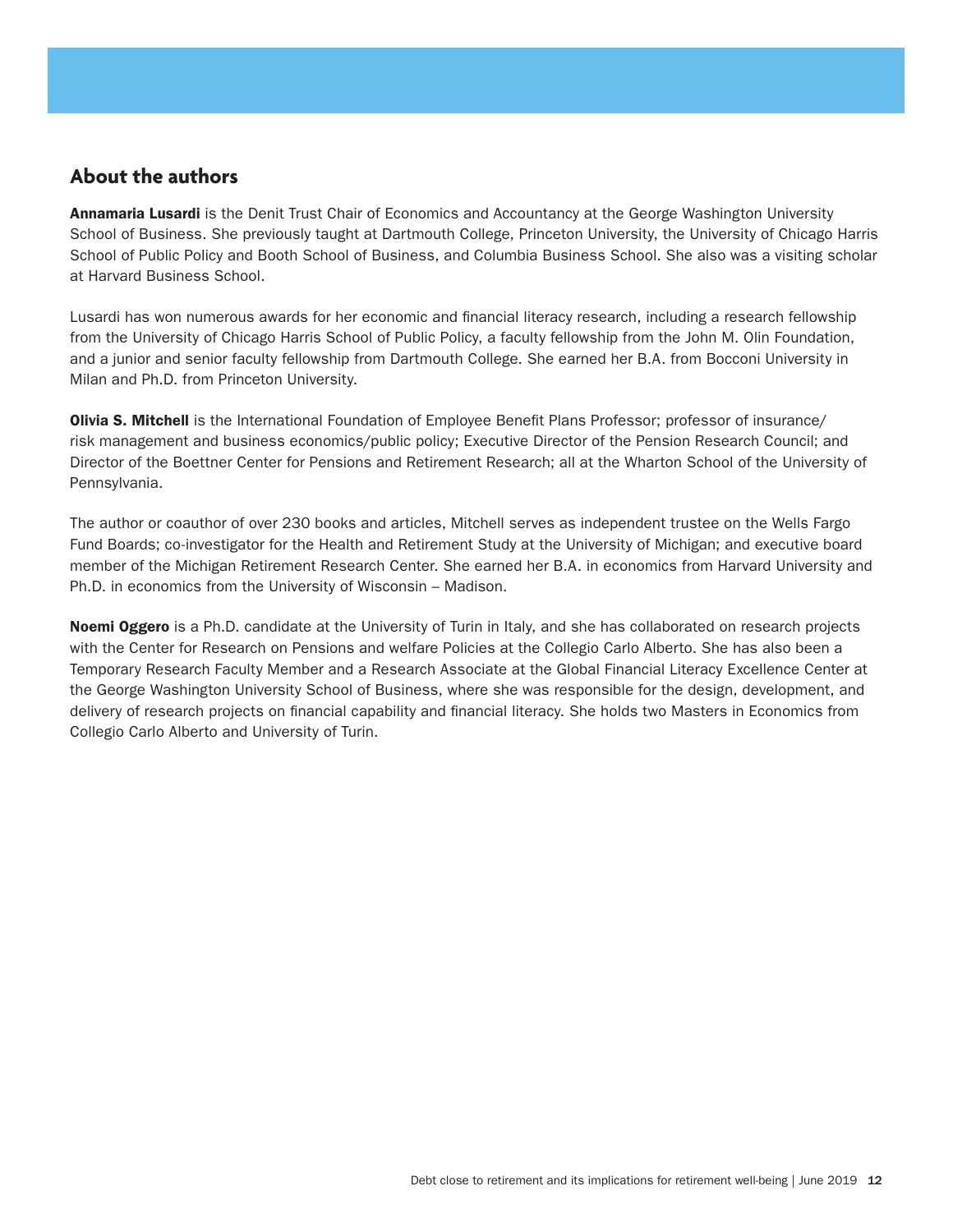## About the authors

**Annamaria Lusardi** is the Denit Trust Chair of Economics and Accountancy at the George Washington University School of Business. She previously taught at Dartmouth College, Princeton University, the University of Chicago Harris School of Public Policy and Booth School of Business, and Columbia Business School. She also was a visiting scholar at Harvard Business School.

Lusardi has won numerous awards for her economic and financial literacy research, including a research fellowship from the University of Chicago Harris School of Public Policy, a faculty fellowship from the John M. Olin Foundation, and a junior and senior faculty fellowship from Dartmouth College. She earned her B.A. from Bocconi University in Milan and Ph.D. from Princeton University.

**Olivia S. Mitchell** is the International Foundation of Employee Benefit Plans Professor; professor of insurance/risk management and business economics/public policy; Executive Director of the Pension Research Council; and Director of the Boettner Center for Pensions and Retirement Research; all at the Wharton School of the University of Pennsylvania.

The author or coauthor of over 230 books and articles, Mitchell serves as independent trustee on the Wells Fargo Fund Boards; co-investigator for the Health and Retirement Study at the University of Michigan; and executive board member of the Michigan Retirement Research Center. She earned her B.A. in economics from Harvard University and Ph.D. in economics from the University of Wisconsin – Madison.

**Noemi Oggero** is a Ph.D. candidate at the University of Turin in Italy, and she has collaborated on research projects with the Center for Research on Pensions and welfare Policies at the Collegio Carlo Alberto. She has also been a Temporary Research Faculty Member and a Research Associate at the Global Financial Literacy Excellence Center at the George Washington University School of Business, where she was responsible for the design, development, and delivery of research projects on financial capability and financial literacy. She holds two Masters in Economics from Collegio Carlo Alberto and University of Turin.